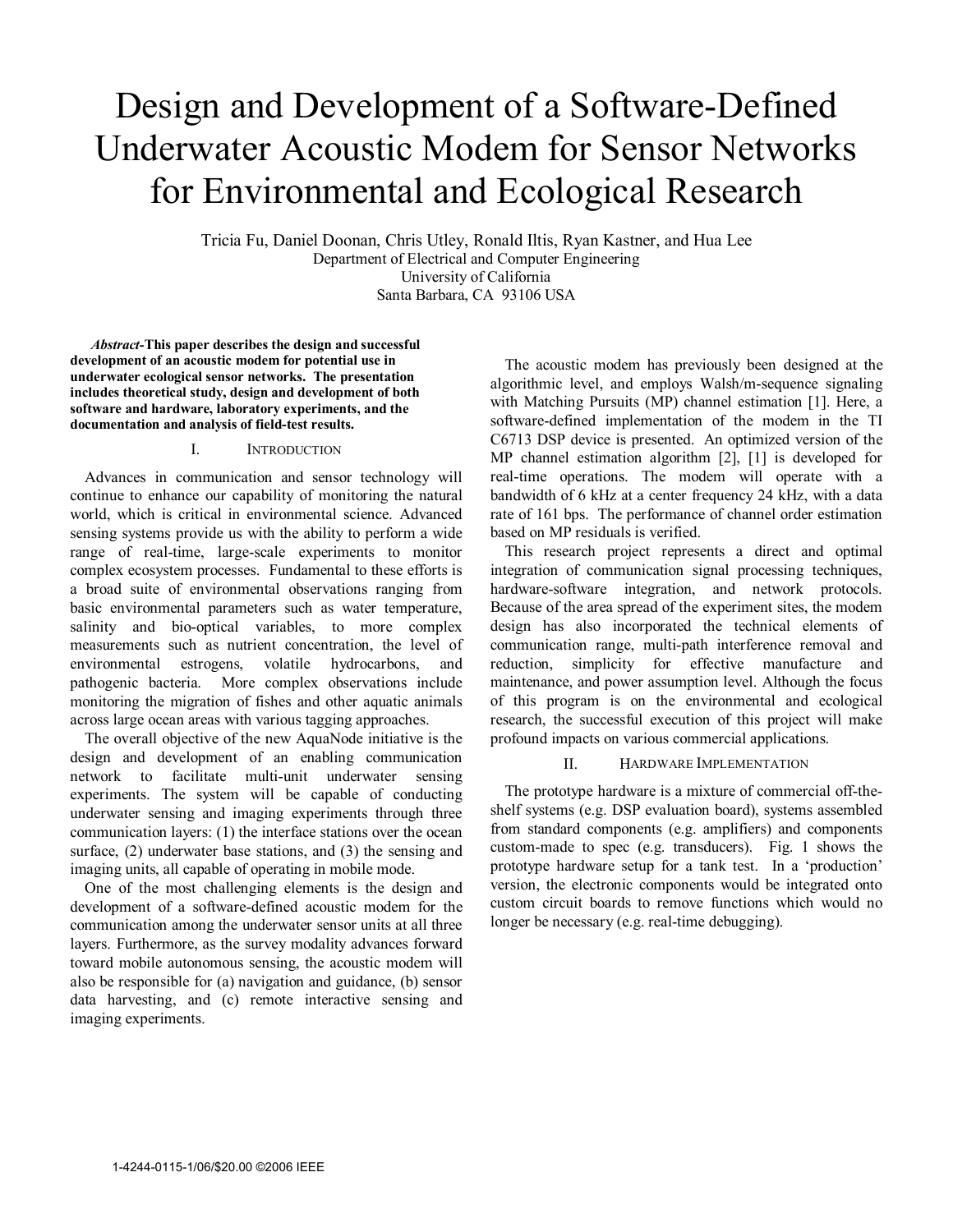# Design and Development of a Software-Defined Underwater Acoustic Modem for Sensor Networks for Environmental and Ecological Research

Tricia Fu, Daniel Doonan, Chris Utley, Ronald Iltis, Ryan Kastner, and Hua Lee
Department of Electrical and Computer Engineering
University of California
Santa Barbara, CA 93106 USA

***Abstract*-This paper describes the design and successful development of an acoustic modem for potential use in underwater ecological sensor networks. The presentation includes theoretical study, design and development of both software and hardware, laboratory experiments, and the documentation and analysis of field-test results.**

## I. Introduction

Advances in communication and sensor technology will continue to enhance our capability of monitoring the natural world, which is critical in environmental science. Advanced sensing systems provide us with the ability to perform a wide range of real-time, large-scale experiments to monitor complex ecosystem processes. Fundamental to these efforts is a broad suite of environmental observations ranging from basic environmental parameters such as water temperature, salinity and bio-optical variables, to more complex measurements such as nutrient concentration, the level of environmental estrogens, volatile hydrocarbons, and pathogenic bacteria. More complex observations include monitoring the migration of fishes and other aquatic animals across large ocean areas with various tagging approaches.

The overall objective of the new AquaNode initiative is the design and development of an enabling communication network to facilitate multi-unit underwater sensing experiments. The system will be capable of conducting underwater sensing and imaging experiments through three communication layers: (1) the interface stations over the ocean surface, (2) underwater base stations, and (3) the sensing and imaging units, all capable of operating in mobile mode.

One of the most challenging elements is the design and development of a software-defined acoustic modem for the communication among the underwater sensor units at all three layers. Furthermore, as the survey modality advances forward toward mobile autonomous sensing, the acoustic modem will also be responsible for (a) navigation and guidance, (b) sensor data harvesting, and (c) remote interactive sensing and imaging experiments.

The acoustic modem has previously been designed at the algorithmic level, and employs Walsh/m-sequence signaling with Matching Pursuits (MP) channel estimation [1]. Here, a software-defined implementation of the modem in the TI C6713 DSP device is presented. An optimized version of the MP channel estimation algorithm [2], [1] is developed for real-time operations. The modem will operate with a bandwidth of 6 kHz at a center frequency 24 kHz, with a data rate of 161 bps. The performance of channel order estimation based on MP residuals is verified.

This research project represents a direct and optimal integration of communication signal processing techniques, hardware-software integration, and network protocols. Because of the area spread of the experiment sites, the modem design has also incorporated the technical elements of communication range, multi-path interference removal and reduction, simplicity for effective manufacture and maintenance, and power assumption level. Although the focus of this program is on the environmental and ecological research, the successful execution of this project will make profound impacts on various commercial applications.

## II. Hardware Implementation

The prototype hardware is a mixture of commercial off-the-shelf systems (e.g. DSP evaluation board), systems assembled from standard components (e.g. amplifiers) and components custom-made to spec (e.g. transducers). Fig. 1 shows the prototype hardware setup for a tank test. In a 'production' version, the electronic components would be integrated onto custom circuit boards to remove functions which would no longer be necessary (e.g. real-time debugging).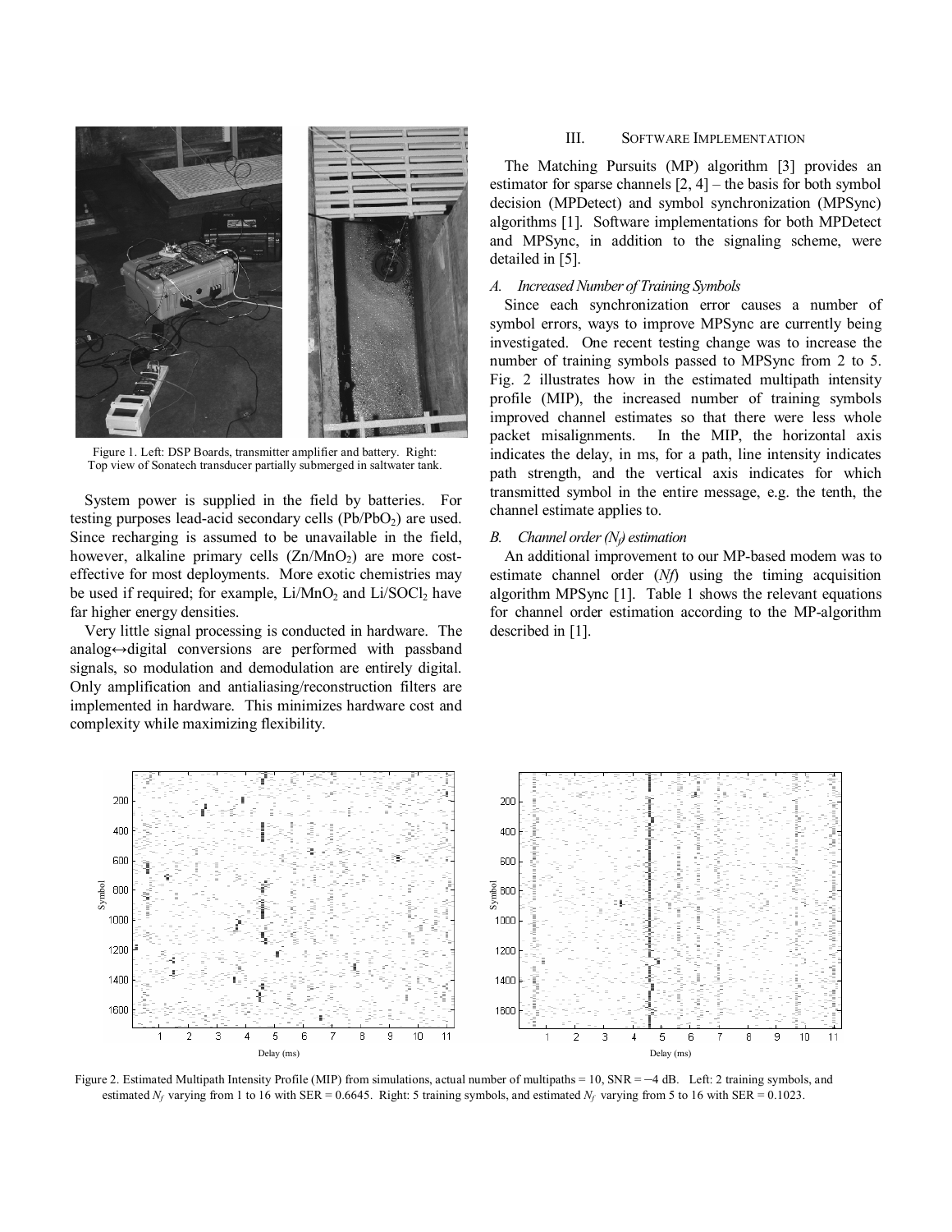Figure 1. Left: DSP Boards, transmitter amplifier and battery. Right: Top view of Sonatech transducer partially submerged in saltwater tank.

System power is supplied in the field by batteries. For testing purposes lead-acid secondary cells ($Pb/PbO_2$) are used. Since recharging is assumed to be unavailable in the field, however, alkaline primary cells ($Zn/MnO_2$) are more cost-effective for most deployments. More exotic chemistries may be used if required; for example, $Li/MnO_2$ and $Li/SOCl_2$ have far higher energy densities.

Very little signal processing is conducted in hardware. The analog↔digital conversions are performed with passband signals, so modulation and demodulation are entirely digital. Only amplification and antialiasing/reconstruction filters are implemented in hardware. This minimizes hardware cost and complexity while maximizing flexibility.

## III. Software Implementation

The Matching Pursuits (MP) algorithm [3] provides an estimator for sparse channels [2, 4] – the basis for both symbol decision (MPDetect) and symbol synchronization (MPSync) algorithms [1]. Software implementations for both MPDetect and MPSync, in addition to the signaling scheme, were detailed in [5].

### *A. Increased Number of Training Symbols*

Since each synchronization error causes a number of symbol errors, ways to improve MPSync are currently being investigated. One recent testing change was to increase the number of training symbols passed to MPSync from 2 to 5. Fig. 2 illustrates how in the estimated multipath intensity profile (MIP), the increased number of training symbols improved channel estimates so that there were less whole packet misalignments. In the MIP, the horizontal axis indicates the delay, in ms, for a path, line intensity indicates path strength, and the vertical axis indicates for which transmitted symbol in the entire message, e.g. the tenth, the channel estimate applies to.

### *B. Channel order ($N_f$) estimation*

An additional improvement to our MP-based modem was to estimate channel order (*Nf*) using the timing acquisition algorithm MPSync [1]. Table 1 shows the relevant equations for channel order estimation according to the MP-algorithm described in [1].

Figure 2. Estimated Multipath Intensity Profile (MIP) from simulations, actual number of multipaths = 10, SNR = −4 dB. Left: 2 training symbols, and estimated $N_f$ varying from 1 to 16 with SER = 0.6645. Right: 5 training symbols, and estimated $N_f$ varying from 5 to 16 with SER = 0.1023.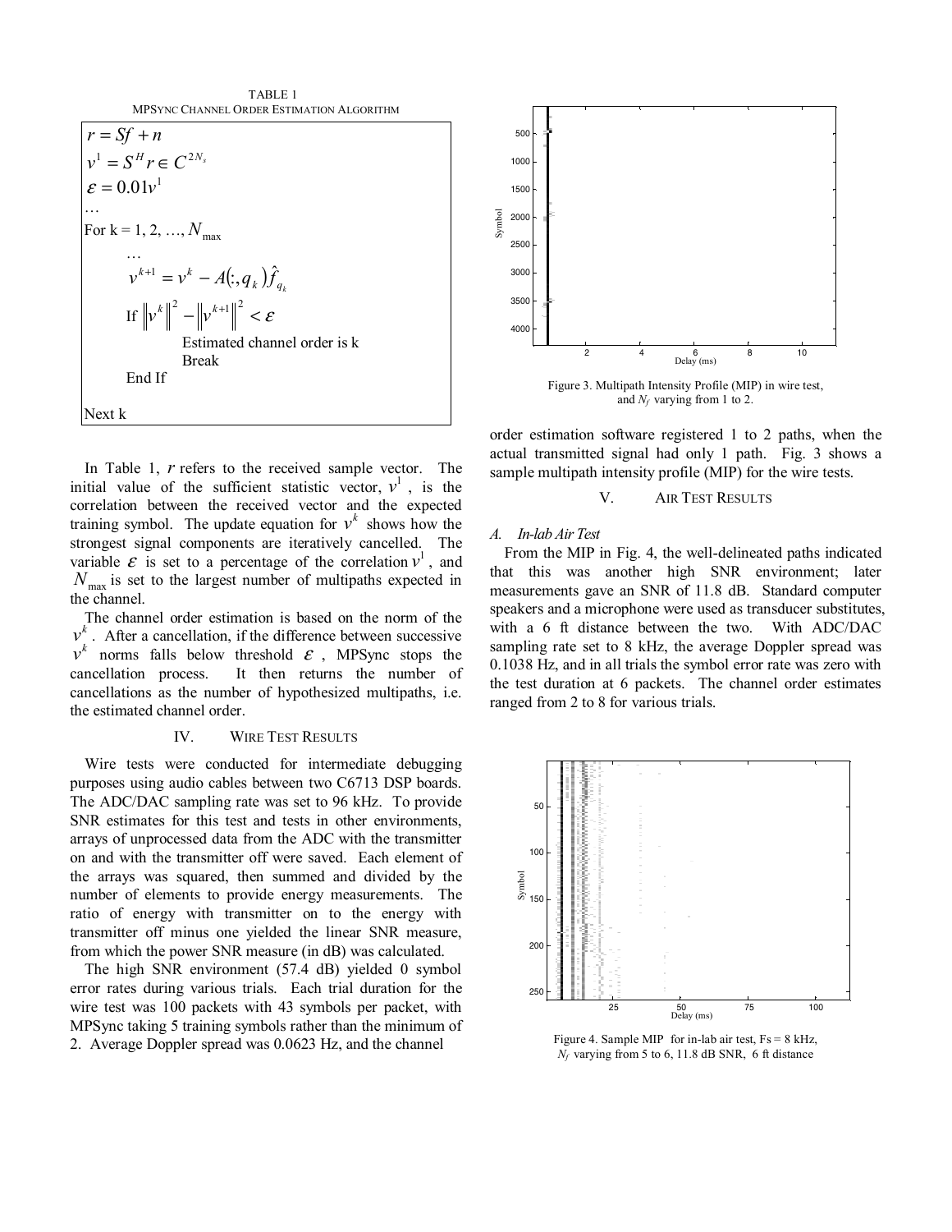TABLE 1
MPSYNC CHANNEL ORDER ESTIMATION ALGORITHM

$$r = Sf + n$$
$$v^1 = S^H r \in C^{2N_s}$$
$$\varepsilon = 0.01 v^1$$

…

For k = 1, 2, …, $N_{\max}$

…

$$v^{k+1} = v^k - A(:, q_k)\hat{f}_{q_k}$$

If $\left\| v^k \right\|^2 - \left\| v^{k+1} \right\|^2 < \varepsilon$

Estimated channel order is k

Break

End If

Next k

In Table 1, $r$ refers to the received sample vector. The initial value of the sufficient statistic vector, $v^1$, is the correlation between the received vector and the expected training symbol. The update equation for $v^k$ shows how the strongest signal components are iteratively cancelled. The variable $\varepsilon$ is set to a percentage of the correlation $v^1$, and $N_{\max}$ is set to the largest number of multipaths expected in the channel.

The channel order estimation is based on the norm of the $v^k$. After a cancellation, if the difference between successive $v^k$ norms falls below threshold $\varepsilon$, MPSync stops the cancellation process. It then returns the number of cancellations as the number of hypothesized multipaths, i.e. the estimated channel order.

## IV. WIRE TEST RESULTS

Wire tests were conducted for intermediate debugging purposes using audio cables between two C6713 DSP boards. The ADC/DAC sampling rate was set to 96 kHz. To provide SNR estimates for this test and tests in other environments, arrays of unprocessed data from the ADC with the transmitter on and with the transmitter off were saved. Each element of the arrays was squared, then summed and divided by the number of elements to provide energy measurements. The ratio of energy with transmitter on to the energy with transmitter off minus one yielded the linear SNR measure, from which the power SNR measure (in dB) was calculated.

The high SNR environment (57.4 dB) yielded 0 symbol error rates during various trials. Each trial duration for the wire test was 100 packets with 43 symbols per packet, with MPSync taking 5 training symbols rather than the minimum of 2. Average Doppler spread was 0.0623 Hz, and the channel order estimation software registered 1 to 2 paths, when the actual transmitted signal had only 1 path. Fig. 3 shows a sample multipath intensity profile (MIP) for the wire tests.

Figure 3. Multipath Intensity Profile (MIP) in wire test, and $N_f$ varying from 1 to 2.

## V. AIR TEST RESULTS

### A. In-lab Air Test

From the MIP in Fig. 4, the well-delineated paths indicated that this was another high SNR environment; later measurements gave an SNR of 11.8 dB. Standard computer speakers and a microphone were used as transducer substitutes, with a 6 ft distance between the two. With ADC/DAC sampling rate set to 8 kHz, the average Doppler spread was 0.1038 Hz, and in all trials the symbol error rate was zero with the test duration at 6 packets. The channel order estimates ranged from 2 to 8 for various trials.

Figure 4. Sample MIP for in-lab air test, Fs = 8 kHz, $N_f$ varying from 5 to 6, 11.8 dB SNR, 6 ft distance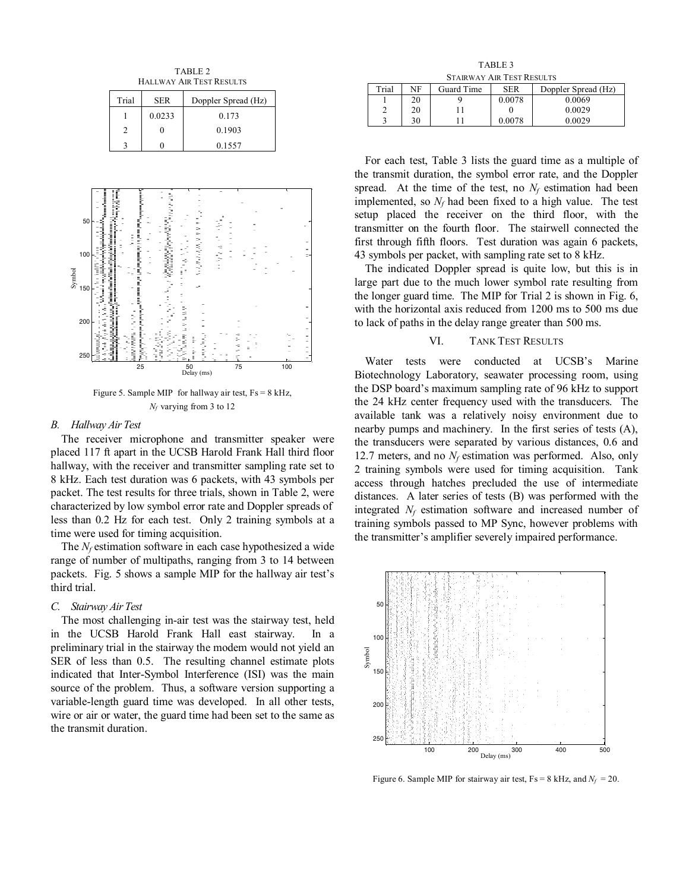TABLE 2
HALLWAY AIR TEST RESULTS

| Trial | SER | Doppler Spread (Hz) |
|---|---|---|
| 1 | 0.0233 | 0.173 |
| 2 | 0 | 0.1903 |
| 3 | 0 | 0.1557 |

Figure 5. Sample MIP for hallway air test, Fs = 8 kHz, $N_f$ varying from 3 to 12

### B. Hallway Air Test

The receiver microphone and transmitter speaker were placed 117 ft apart in the UCSB Harold Frank Hall third floor hallway, with the receiver and transmitter sampling rate set to 8 kHz. Each test duration was 6 packets, with 43 symbols per packet. The test results for three trials, shown in Table 2, were characterized by low symbol error rate and Doppler spreads of less than 0.2 Hz for each test. Only 2 training symbols at a time were used for timing acquisition.

The $N_f$ estimation software in each case hypothesized a wide range of number of multipaths, ranging from 3 to 14 between packets. Fig. 5 shows a sample MIP for the hallway air test's third trial.

### C. Stairway Air Test

The most challenging in-air test was the stairway test, held in the UCSB Harold Frank Hall east stairway. In a preliminary trial in the stairway the modem would not yield an SER of less than 0.5. The resulting channel estimate plots indicated that Inter-Symbol Interference (ISI) was the main source of the problem. Thus, a software version supporting a variable-length guard time was developed. In all other tests, wire or air or water, the guard time had been set to the same as the transmit duration.

TABLE 3
STAIRWAY AIR TEST RESULTS

| Trial | NF | Guard Time | SER | Doppler Spread (Hz) |
|---|---|---|---|---|
| 1 | 20 | 9 | 0.0078 | 0.0069 |
| 2 | 20 | 11 | 0 | 0.0029 |
| 3 | 30 | 11 | 0.0078 | 0.0029 |

For each test, Table 3 lists the guard time as a multiple of the transmit duration, the symbol error rate, and the Doppler spread. At the time of the test, no $N_f$ estimation had been implemented, so $N_f$ had been fixed to a high value. The test setup placed the receiver on the third floor, with the transmitter on the fourth floor. The stairwell connected the first through fifth floors. Test duration was again 6 packets, 43 symbols per packet, with sampling rate set to 8 kHz.

The indicated Doppler spread is quite low, but this is in large part due to the much lower symbol rate resulting from the longer guard time. The MIP for Trial 2 is shown in Fig. 6, with the horizontal axis reduced from 1200 ms to 500 ms due to lack of paths in the delay range greater than 500 ms.

## VI. TANK TEST RESULTS

Water tests were conducted at UCSB's Marine Biotechnology Laboratory, seawater processing room, using the DSP board's maximum sampling rate of 96 kHz to support the 24 kHz center frequency used with the transducers. The available tank was a relatively noisy environment due to nearby pumps and machinery. In the first series of tests (A), the transducers were separated by various distances, 0.6 and 12.7 meters, and no $N_f$ estimation was performed. Also, only 2 training symbols were used for timing acquisition. Tank access through hatches precluded the use of intermediate distances. A later series of tests (B) was performed with the integrated $N_f$ estimation software and increased number of training symbols passed to MP Sync, however problems with the transmitter's amplifier severely impaired performance.

Figure 6. Sample MIP for stairway air test, Fs = 8 kHz, and $N_f$ = 20.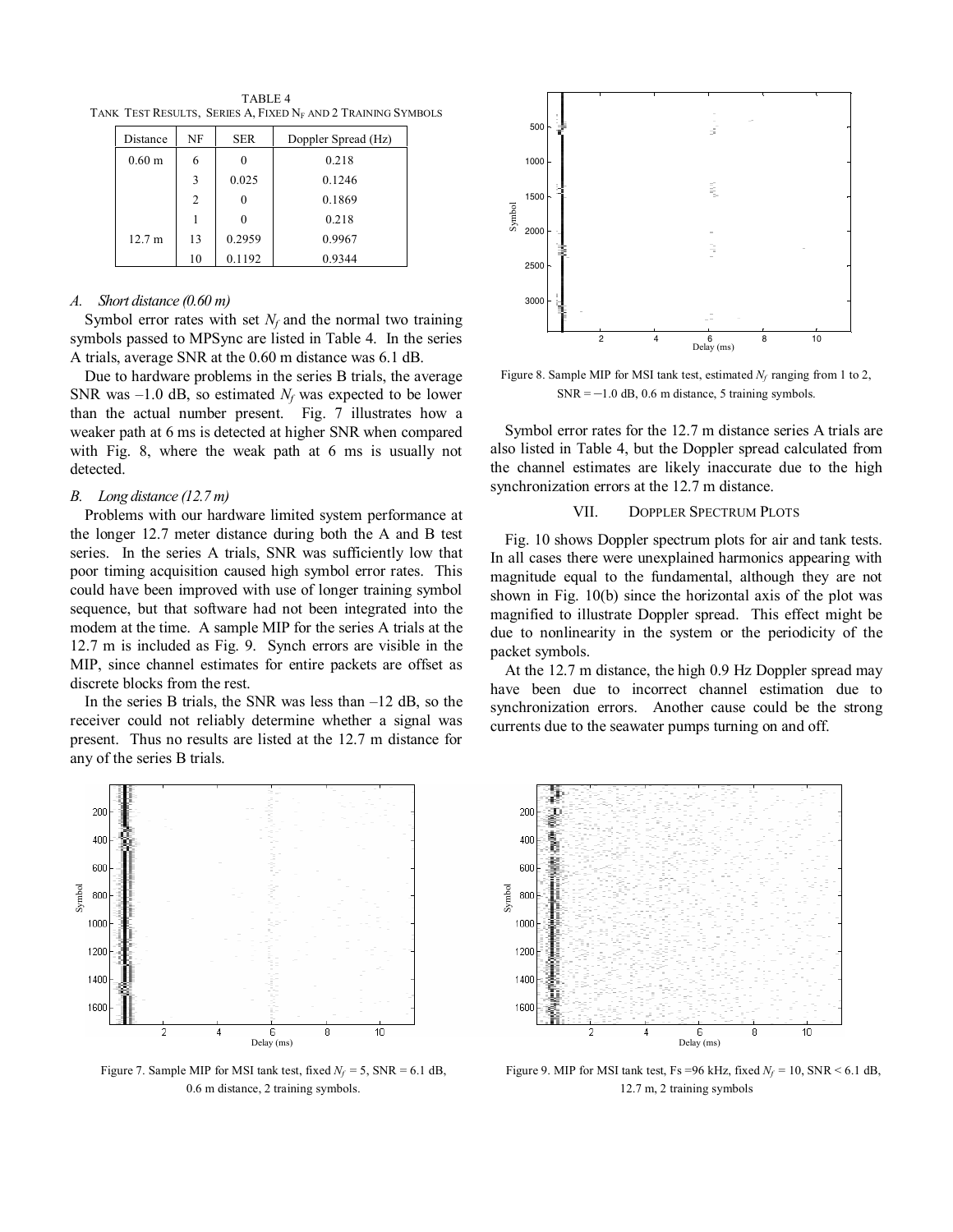TABLE 4
TANK TEST RESULTS, SERIES A, FIXED $N_F$ AND 2 TRAINING SYMBOLS

| Distance | NF | SER | Doppler Spread (Hz) |
|---|---|---|---|
| 0.60 m | 6 | 0 | 0.218 |
| | 3 | 0.025 | 0.1246 |
| | 2 | 0 | 0.1869 |
| | 1 | 0 | 0.218 |
| 12.7 m | 13 | 0.2959 | 0.9967 |
| | 10 | 0.1192 | 0.9344 |

### *A. Short distance (0.60 m)*

Symbol error rates with set $N_f$ and the normal two training symbols passed to MPSync are listed in Table 4. In the series A trials, average SNR at the 0.60 m distance was 6.1 dB.

Due to hardware problems in the series B trials, the average SNR was –1.0 dB, so estimated $N_f$ was expected to be lower than the actual number present. Fig. 7 illustrates how a weaker path at 6 ms is detected at higher SNR when compared with Fig. 8, where the weak path at 6 ms is usually not detected.

### *B. Long distance (12.7 m)*

Problems with our hardware limited system performance at the longer 12.7 meter distance during both the A and B test series. In the series A trials, SNR was sufficiently low that poor timing acquisition caused high symbol error rates. This could have been improved with use of longer training symbol sequence, but that software had not been integrated into the modem at the time. A sample MIP for the series A trials at the 12.7 m is included as Fig. 9. Synch errors are visible in the MIP, since channel estimates for entire packets are offset as discrete blocks from the rest.

In the series B trials, the SNR was less than –12 dB, so the receiver could not reliably determine whether a signal was present. Thus no results are listed at the 12.7 m distance for any of the series B trials.

Figure 8. Sample MIP for MSI tank test, estimated $N_f$ ranging from 1 to 2, SNR = −1.0 dB, 0.6 m distance, 5 training symbols.

Symbol error rates for the 12.7 m distance series A trials are also listed in Table 4, but the Doppler spread calculated from the channel estimates are likely inaccurate due to the high synchronization errors at the 12.7 m distance.

## VII. DOPPLER SPECTRUM PLOTS

Fig. 10 shows Doppler spectrum plots for air and tank tests. In all cases there were unexplained harmonics appearing with magnitude equal to the fundamental, although they are not shown in Fig. 10(b) since the horizontal axis of the plot was magnified to illustrate Doppler spread. This effect might be due to nonlinearity in the system or the periodicity of the packet symbols.

At the 12.7 m distance, the high 0.9 Hz Doppler spread may have been due to incorrect channel estimation due to synchronization errors. Another cause could be the strong currents due to the seawater pumps turning on and off.

Figure 7. Sample MIP for MSI tank test, fixed $N_f$ = 5, SNR = 6.1 dB, 0.6 m distance, 2 training symbols.

Figure 9. MIP for MSI tank test, Fs =96 kHz, fixed $N_f$ = 10, SNR < 6.1 dB, 12.7 m, 2 training symbols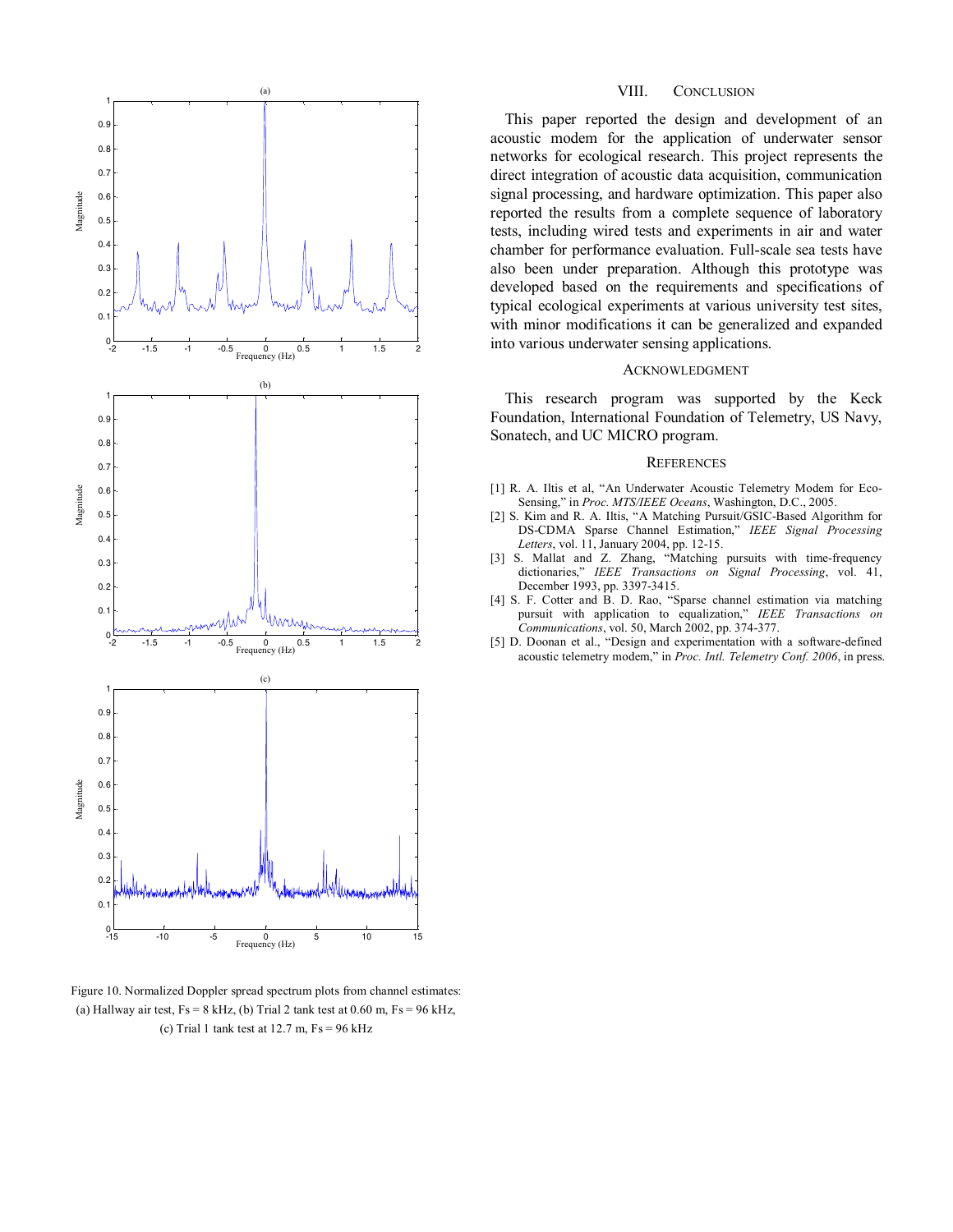(a)

1
0.9
0.8
0.7
0.6
0.5
0.4
0.3
0.2
0.1
0

Magnitude

-2 -1.5 -1 -0.5 0 0.5 1 1.5 2

Frequency (Hz)

(b)

1
0.9
0.8
0.7
0.6
0.5
0.4
0.3
0.2
0.1
0

Magnitude

-2 -1.5 -1 -0.5 0 0.5 1 1.5 2

Frequency (Hz)

(c)

1
0.9
0.8
0.7
0.6
0.5
0.4
0.3
0.2
0.1
0

Magnitude

-15 -10 -5 0 5 10 15

Frequency (Hz)

Figure 10. Normalized Doppler spread spectrum plots from channel estimates: (a) Hallway air test, Fs = 8 kHz, (b) Trial 2 tank test at 0.60 m, Fs = 96 kHz, (c) Trial 1 tank test at 12.7 m, Fs = 96 kHz

## VIII. Conclusion

This paper reported the design and development of an acoustic modem for the application of underwater sensor networks for ecological research. This project represents the direct integration of acoustic data acquisition, communication signal processing, and hardware optimization. This paper also reported the results from a complete sequence of laboratory tests, including wired tests and experiments in air and water chamber for performance evaluation. Full-scale sea tests have also been under preparation. Although this prototype was developed based on the requirements and specifications of typical ecological experiments at various university test sites, with minor modifications it can be generalized and expanded into various underwater sensing applications.

## Acknowledgment

This research program was supported by the Keck Foundation, International Foundation of Telemetry, US Navy, Sonatech, and UC MICRO program.

## References

[1] R. A. Iltis et al, "An Underwater Acoustic Telemetry Modem for Eco-Sensing," in *Proc. MTS/IEEE Oceans*, Washington, D.C., 2005.

[2] S. Kim and R. A. Iltis, "A Matching Pursuit/GSIC-Based Algorithm for DS-CDMA Sparse Channel Estimation," *IEEE Signal Processing Letters*, vol. 11, January 2004, pp. 12-15.

[3] S. Mallat and Z. Zhang, "Matching pursuits with time-frequency dictionaries," *IEEE Transactions on Signal Processing*, vol. 41, December 1993, pp. 3397-3415.

[4] S. F. Cotter and B. D. Rao, "Sparse channel estimation via matching pursuit with application to equalization," *IEEE Transactions on Communications*, vol. 50, March 2002, pp. 374-377.

[5] D. Doonan et al., "Design and experimentation with a software-defined acoustic telemetry modem," in *Proc. Intl. Telemetry Conf. 2006*, in press.